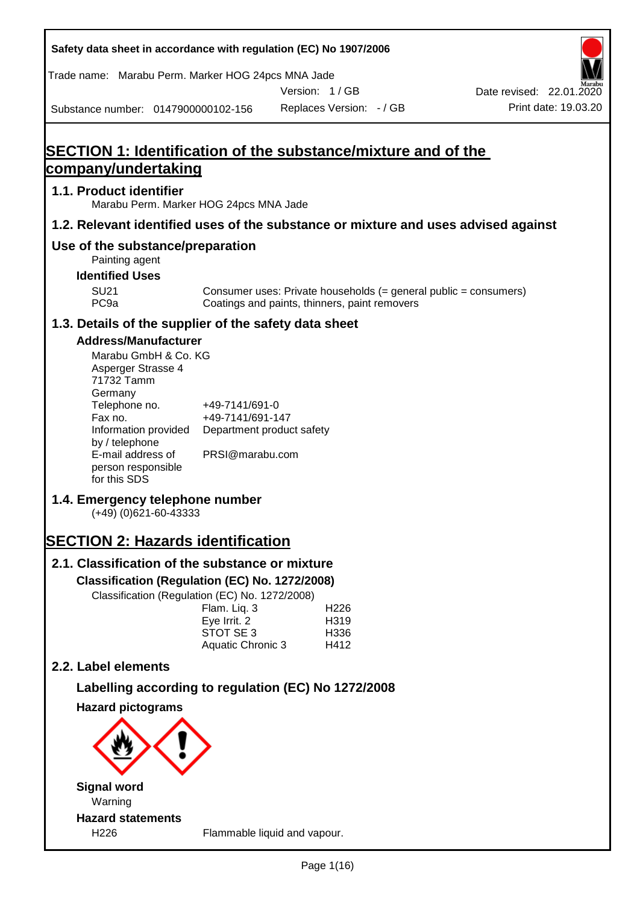Safety data sheet in accordance with regulation (EC) No 1907/2006

Trade name: Marabu Perm. Marker HOG 24pcs MNA Jade

Version: 1 / GB

Date revised: 22.01.2020

Substance number: 0147900000102-156

Replaces Version: - / GB

Print date: 19.03.20

# SECTION 1: Identification of the substance/mixture and of the company/undertaking

## 1.1. Product identifier

Marabu Perm. Marker HOG 24pcs MNA Jade

## 1.2. Relevant identified uses of the substance or mixture and uses advised against

## Use of the substance/preparation

Painting agent

### Identified Uses

| | |
|---|---|
| SU21 | Consumer uses: Private households (= general public = consumers) |
| PC9a | Coatings and paints, thinners, paint removers |

## 1.3. Details of the supplier of the safety data sheet

### Address/Manufacturer

Marabu GmbH & Co. KG
Asperger Strasse 4
71732 Tamm
Germany

| | |
|---|---|
| Telephone no. | +49-7141/691-0 |
| Fax no. | +49-7141/691-147 |
| Information provided by / telephone | Department product safety |
| E-mail address of person responsible for this SDS | PRSI@marabu.com |

## 1.4. Emergency telephone number

(+49) (0)621-60-43333

# SECTION 2: Hazards identification

## 2.1. Classification of the substance or mixture

### Classification (Regulation (EC) No. 1272/2008)

Classification (Regulation (EC) No. 1272/2008)

| | |
|---|---|
| Flam. Liq. 3 | H226 |
| Eye Irrit. 2 | H319 |
| STOT SE 3 | H336 |
| Aquatic Chronic 3 | H412 |

## 2.2. Label elements

### Labelling according to regulation (EC) No 1272/2008

### Hazard pictograms

### Signal word

Warning

### Hazard statements

| | |
|---|---|
| H226 | Flammable liquid and vapour. |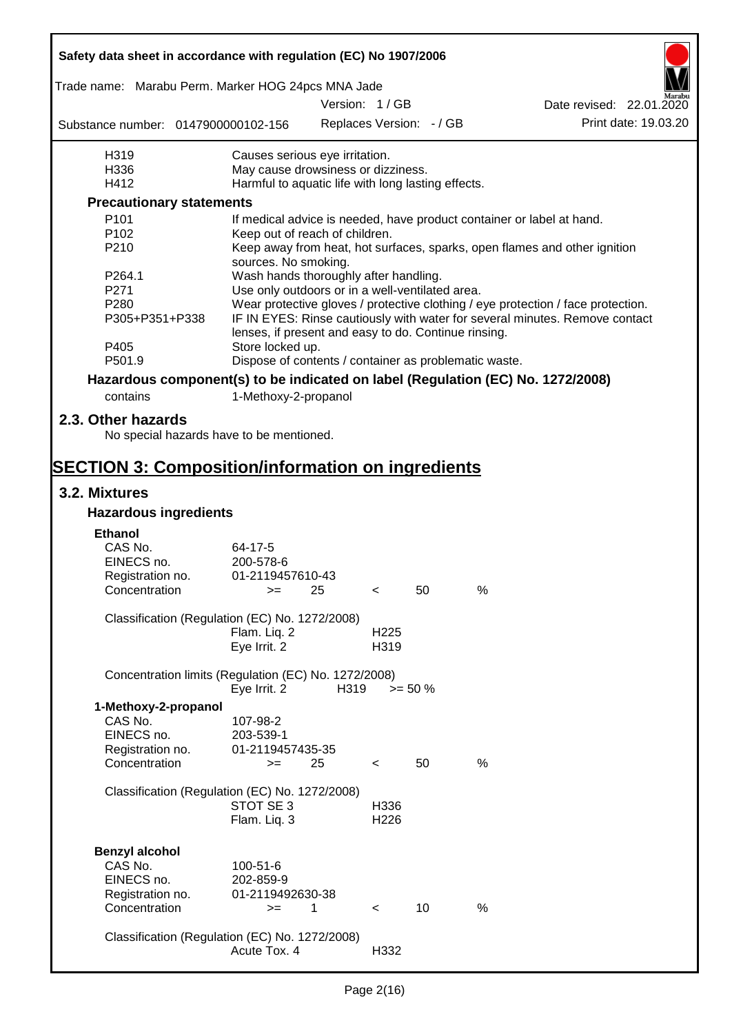| | |
|---|---|
| H319 | Causes serious eye irritation. |
| H336 | May cause drowsiness or dizziness. |
| H412 | Harmful to aquatic life with long lasting effects. |

### Precautionary statements

| | |
|---|---|
| P101 | If medical advice is needed, have product container or label at hand. |
| P102 | Keep out of reach of children. |
| P210 | Keep away from heat, hot surfaces, sparks, open flames and other ignition sources. No smoking. |
| P264.1 | Wash hands thoroughly after handling. |
| P271 | Use only outdoors or in a well-ventilated area. |
| P280 | Wear protective gloves / protective clothing / eye protection / face protection. |
| P305+P351+P338 | IF IN EYES: Rinse cautiously with water for several minutes. Remove contact lenses, if present and easy to do. Continue rinsing. |
| P405 | Store locked up. |
| P501.9 | Dispose of contents / container as problematic waste. |

### Hazardous component(s) to be indicated on label (Regulation (EC) No. 1272/2008)

contains 1-Methoxy-2-propanol

## 2.3. Other hazards

No special hazards have to be mentioned.

# SECTION 3: Composition/information on ingredients

## 3.2. Mixtures

### Hazardous ingredients

**Ethanol**

| | |
|---|---|
| CAS No. | 64-17-5 |
| EINECS no. | 200-578-6 |
| Registration no. | 01-2119457610-43 |
| Concentration | >= 25 < 50 % |

Classification (Regulation (EC) No. 1272/2008)

| | |
|---|---|
| Flam. Liq. 2 | H225 |
| Eye Irrit. 2 | H319 |

Concentration limits (Regulation (EC) No. 1272/2008)

| | | |
|---|---|---|
| Eye Irrit. 2 | H319 | >= 50 % |

**1-Methoxy-2-propanol**

| | |
|---|---|
| CAS No. | 107-98-2 |
| EINECS no. | 203-539-1 |
| Registration no. | 01-2119457435-35 |
| Concentration | >= 25 < 50 % |

Classification (Regulation (EC) No. 1272/2008)

| | |
|---|---|
| STOT SE 3 | H336 |
| Flam. Liq. 3 | H226 |

**Benzyl alcohol**

| | |
|---|---|
| CAS No. | 100-51-6 |
| EINECS no. | 202-859-9 |
| Registration no. | 01-2119492630-38 |
| Concentration | >= 1 < 10 % |

Classification (Regulation (EC) No. 1272/2008)

| | |
|---|---|
| Acute Tox. 4 | H332 |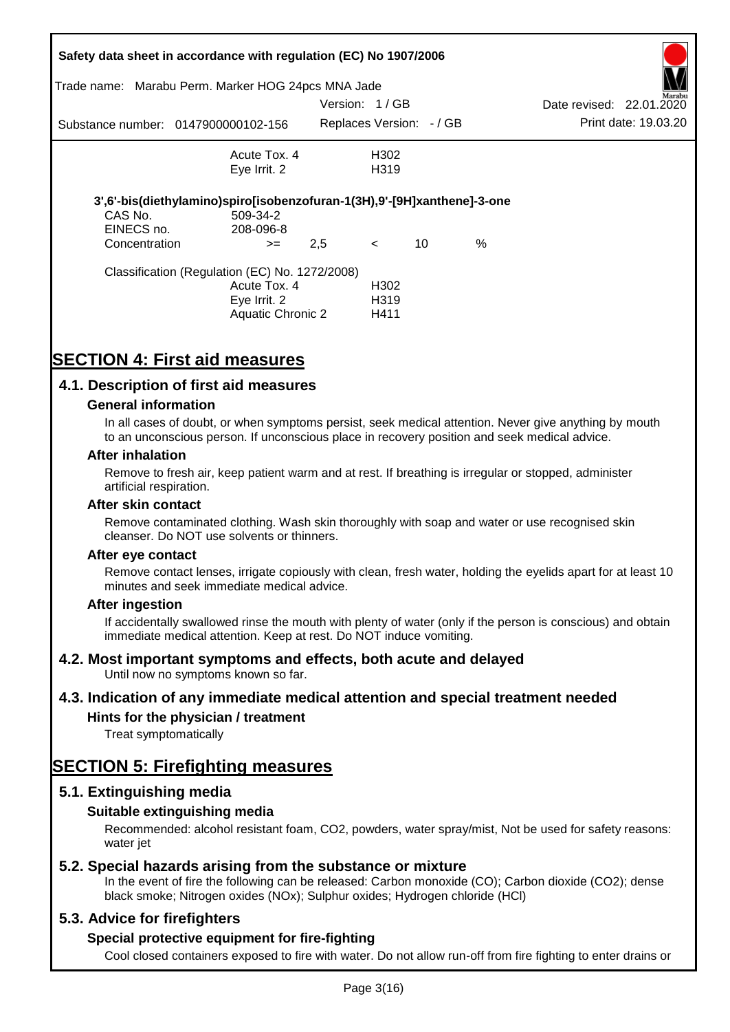| | | |
|---|---|---|
| | Acute Tox. 4 | H302 |
| | Eye Irrit. 2 | H319 |

**3',6'-bis(diethylamino)spiro[isobenzofuran-1(3H),9'-[9H]xanthene]-3-one**

| | | | | | |
|---|---|---|---|---|---|
| CAS No. | 509-34-2 | | | | |
| EINECS no. | 208-096-8 | | | | |
| Concentration | >= | 2,5 | < | 10 | % |

Classification (Regulation (EC) No. 1272/2008)

| | |
|---|---|
| Acute Tox. 4 | H302 |
| Eye Irrit. 2 | H319 |
| Aquatic Chronic 2 | H411 |

# SECTION 4: First aid measures

## 4.1. Description of first aid measures

### General information

In all cases of doubt, or when symptoms persist, seek medical attention. Never give anything by mouth to an unconscious person. If unconscious place in recovery position and seek medical advice.

### After inhalation

Remove to fresh air, keep patient warm and at rest. If breathing is irregular or stopped, administer artificial respiration.

### After skin contact

Remove contaminated clothing. Wash skin thoroughly with soap and water or use recognised skin cleanser. Do NOT use solvents or thinners.

### After eye contact

Remove contact lenses, irrigate copiously with clean, fresh water, holding the eyelids apart for at least 10 minutes and seek immediate medical advice.

### After ingestion

If accidentally swallowed rinse the mouth with plenty of water (only if the person is conscious) and obtain immediate medical attention. Keep at rest. Do NOT induce vomiting.

## 4.2. Most important symptoms and effects, both acute and delayed

Until now no symptoms known so far.

## 4.3. Indication of any immediate medical attention and special treatment needed

### Hints for the physician / treatment

Treat symptomatically

# SECTION 5: Firefighting measures

## 5.1. Extinguishing media

### Suitable extinguishing media

Recommended: alcohol resistant foam, $CO_2$, powders, water spray/mist, Not be used for safety reasons: water jet

## 5.2. Special hazards arising from the substance or mixture

In the event of fire the following can be released: Carbon monoxide (CO); Carbon dioxide ($CO_2$); dense black smoke; Nitrogen oxides ($NO_x$); Sulphur oxides; Hydrogen chloride (HCl)

## 5.3. Advice for firefighters

### Special protective equipment for fire-fighting

Cool closed containers exposed to fire with water. Do not allow run-off from fire fighting to enter drains or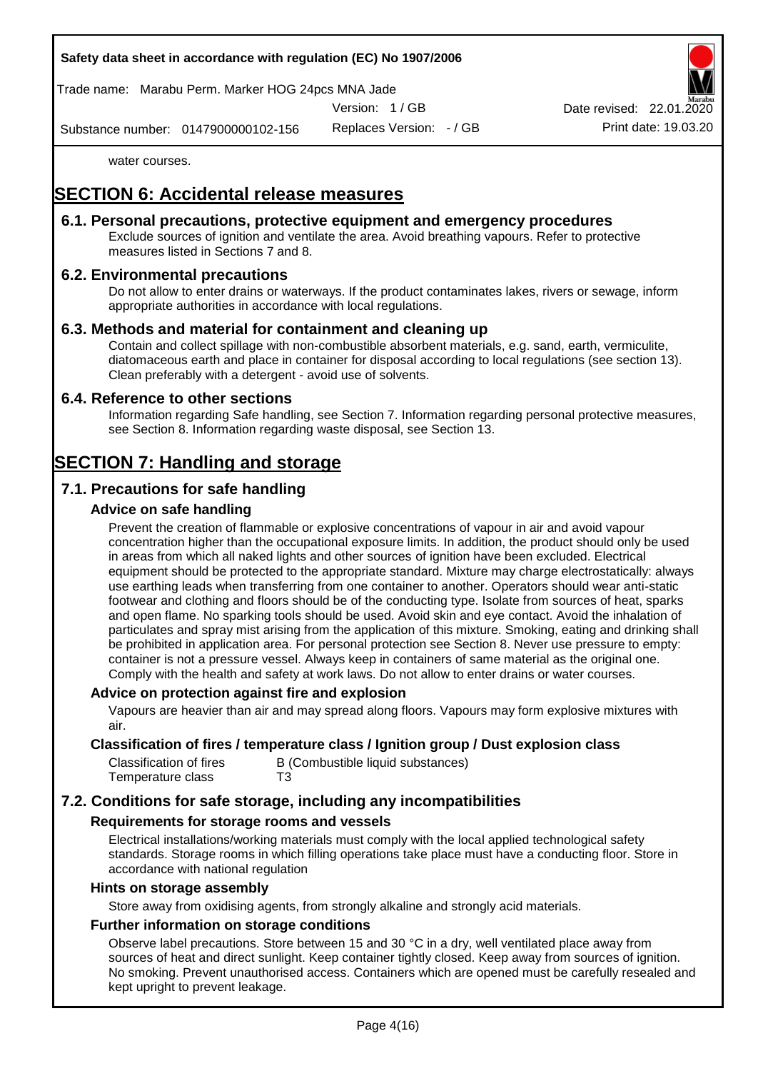water courses.

# SECTION 6: Accidental release measures

## 6.1. Personal precautions, protective equipment and emergency procedures

Exclude sources of ignition and ventilate the area. Avoid breathing vapours. Refer to protective measures listed in Sections 7 and 8.

## 6.2. Environmental precautions

Do not allow to enter drains or waterways. If the product contaminates lakes, rivers or sewage, inform appropriate authorities in accordance with local regulations.

## 6.3. Methods and material for containment and cleaning up

Contain and collect spillage with non-combustible absorbent materials, e.g. sand, earth, vermiculite, diatomaceous earth and place in container for disposal according to local regulations (see section 13). Clean preferably with a detergent - avoid use of solvents.

## 6.4. Reference to other sections

Information regarding Safe handling, see Section 7. Information regarding personal protective measures, see Section 8. Information regarding waste disposal, see Section 13.

# SECTION 7: Handling and storage

## 7.1. Precautions for safe handling

### Advice on safe handling

Prevent the creation of flammable or explosive concentrations of vapour in air and avoid vapour concentration higher than the occupational exposure limits. In addition, the product should only be used in areas from which all naked lights and other sources of ignition have been excluded. Electrical equipment should be protected to the appropriate standard. Mixture may charge electrostatically: always use earthing leads when transferring from one container to another. Operators should wear anti-static footwear and clothing and floors should be of the conducting type. Isolate from sources of heat, sparks and open flame. No sparking tools should be used. Avoid skin and eye contact. Avoid the inhalation of particulates and spray mist arising from the application of this mixture. Smoking, eating and drinking shall be prohibited in application area. For personal protection see Section 8. Never use pressure to empty: container is not a pressure vessel. Always keep in containers of same material as the original one. Comply with the health and safety at work laws. Do not allow to enter drains or water courses.

### Advice on protection against fire and explosion

Vapours are heavier than air and may spread along floors. Vapours may form explosive mixtures with air.

### Classification of fires / temperature class / Ignition group / Dust explosion class

| | |
|---|---|
| Classification of fires | B (Combustible liquid substances) |
| Temperature class | T3 |

## 7.2. Conditions for safe storage, including any incompatibilities

### Requirements for storage rooms and vessels

Electrical installations/working materials must comply with the local applied technological safety standards. Storage rooms in which filling operations take place must have a conducting floor. Store in accordance with national regulation

### Hints on storage assembly

Store away from oxidising agents, from strongly alkaline and strongly acid materials.

### Further information on storage conditions

Observe label precautions. Store between 15 and 30 °C in a dry, well ventilated place away from sources of heat and direct sunlight. Keep container tightly closed. Keep away from sources of ignition. No smoking. Prevent unauthorised access. Containers which are opened must be carefully resealed and kept upright to prevent leakage.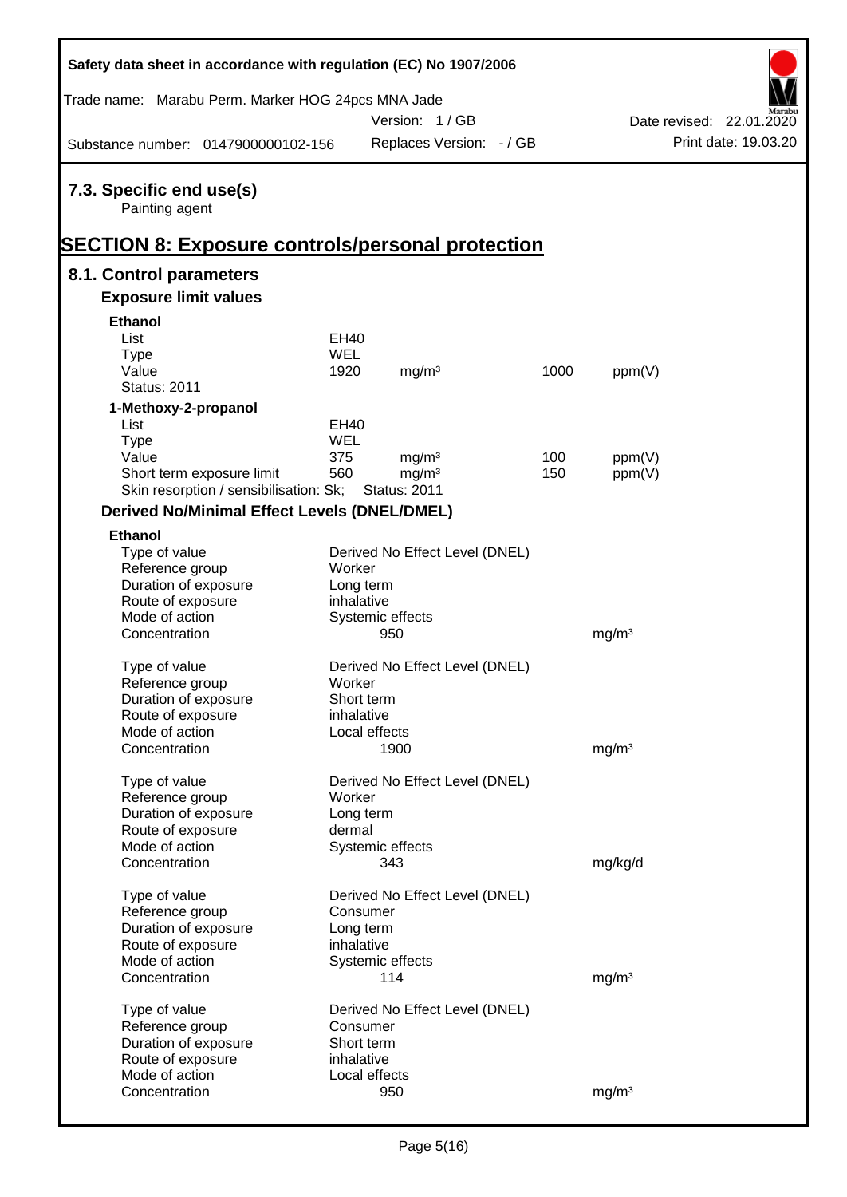### 7.3. Specific end use(s)

Painting agent

## SECTION 8: Exposure controls/personal protection

### 8.1. Control parameters

#### Exposure limit values

**Ethanol**

| | | | | |
|---|---|---|---|---|
| List | EH40 | | | |
| Type | WEL | | | |
| Value | 1920 | mg/m³ | 1000 | ppm(V) |
| Status: 2011 | | | | |

**1-Methoxy-2-propanol**

| | | | | |
|---|---|---|---|---|
| List | EH40 | | | |
| Type | WEL | | | |
| Value | 375 | mg/m³ | 100 | ppm(V) |
| Short term exposure limit | 560 | mg/m³ | 150 | ppm(V) |
| Skin resorption / sensibilisation: Sk; | Status: 2011 | | | |

#### Derived No/Minimal Effect Levels (DNEL/DMEL)

**Ethanol**

| | | |
|---|---|---|
| Type of value | Derived No Effect Level (DNEL) | |
| Reference group | Worker | |
| Duration of exposure | Long term | |
| Route of exposure | inhalative | |
| Mode of action | Systemic effects | |
| Concentration | 950 | mg/m³ |

| | | |
|---|---|---|
| Type of value | Derived No Effect Level (DNEL) | |
| Reference group | Worker | |
| Duration of exposure | Short term | |
| Route of exposure | inhalative | |
| Mode of action | Local effects | |
| Concentration | 1900 | mg/m³ |

| | | |
|---|---|---|
| Type of value | Derived No Effect Level (DNEL) | |
| Reference group | Worker | |
| Duration of exposure | Long term | |
| Route of exposure | dermal | |
| Mode of action | Systemic effects | |
| Concentration | 343 | mg/kg/d |

| | | |
|---|---|---|
| Type of value | Derived No Effect Level (DNEL) | |
| Reference group | Consumer | |
| Duration of exposure | Long term | |
| Route of exposure | inhalative | |
| Mode of action | Systemic effects | |
| Concentration | 114 | mg/m³ |

| | | |
|---|---|---|
| Type of value | Derived No Effect Level (DNEL) | |
| Reference group | Consumer | |
| Duration of exposure | Short term | |
| Route of exposure | inhalative | |
| Mode of action | Local effects | |
| Concentration | 950 | mg/m³ |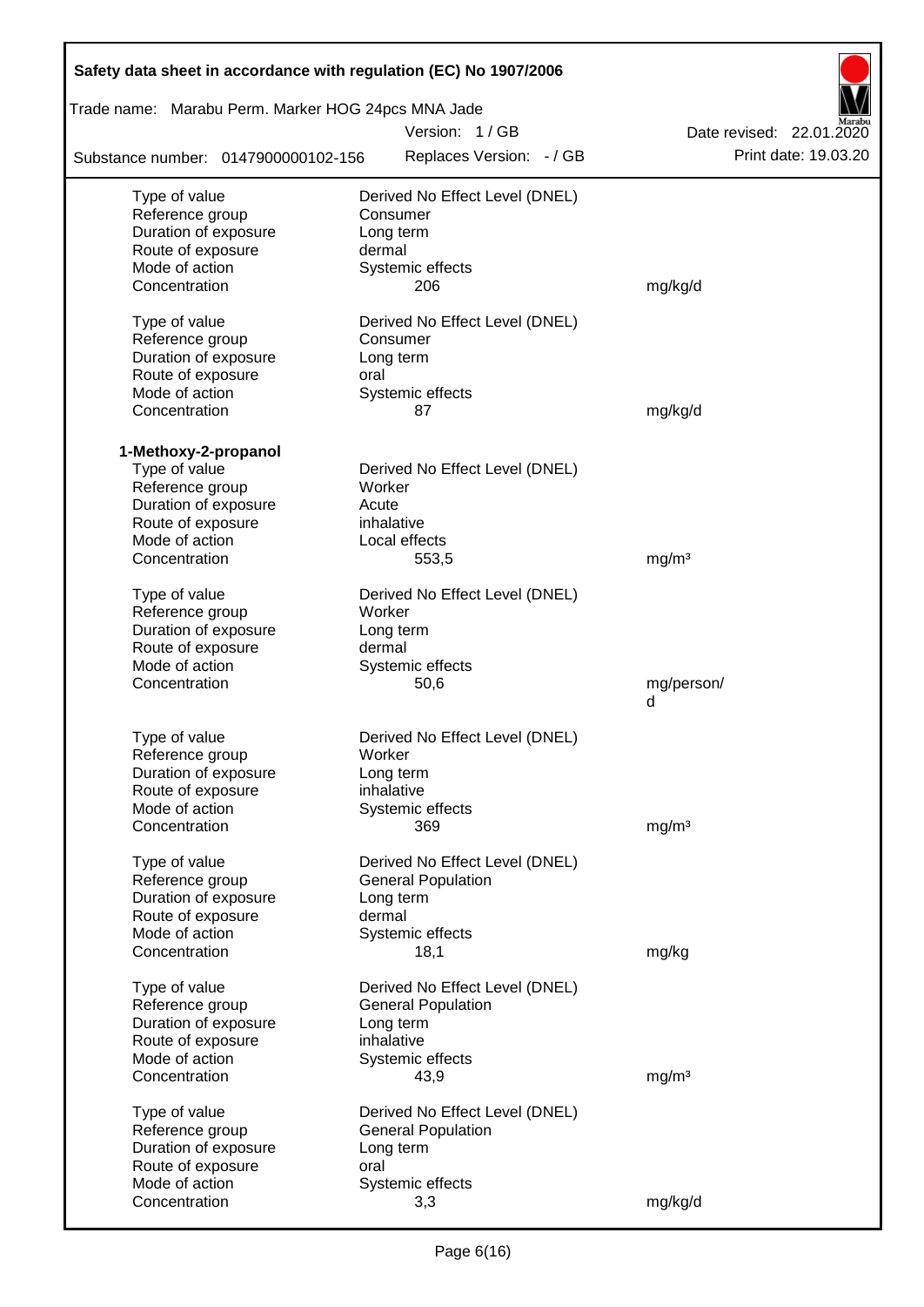| | | |
|---|---|---|
| Type of value | Derived No Effect Level (DNEL) | |
| Reference group | Consumer | |
| Duration of exposure | Long term | |
| Route of exposure | dermal | |
| Mode of action | Systemic effects | |
| Concentration | 206 | mg/kg/d |
| | | |
| Type of value | Derived No Effect Level (DNEL) | |
| Reference group | Consumer | |
| Duration of exposure | Long term | |
| Route of exposure | oral | |
| Mode of action | Systemic effects | |
| Concentration | 87 | mg/kg/d |

**1-Methoxy-2-propanol**

| | | |
|---|---|---|
| Type of value | Derived No Effect Level (DNEL) | |
| Reference group | Worker | |
| Duration of exposure | Acute | |
| Route of exposure | inhalative | |
| Mode of action | Local effects | |
| Concentration | 553,5 | mg/m³ |
| | | |
| Type of value | Derived No Effect Level (DNEL) | |
| Reference group | Worker | |
| Duration of exposure | Long term | |
| Route of exposure | dermal | |
| Mode of action | Systemic effects | |
| Concentration | 50,6 | mg/person/d |
| | | |
| Type of value | Derived No Effect Level (DNEL) | |
| Reference group | Worker | |
| Duration of exposure | Long term | |
| Route of exposure | inhalative | |
| Mode of action | Systemic effects | |
| Concentration | 369 | mg/m³ |
| | | |
| Type of value | Derived No Effect Level (DNEL) | |
| Reference group | General Population | |
| Duration of exposure | Long term | |
| Route of exposure | dermal | |
| Mode of action | Systemic effects | |
| Concentration | 18,1 | mg/kg |
| | | |
| Type of value | Derived No Effect Level (DNEL) | |
| Reference group | General Population | |
| Duration of exposure | Long term | |
| Route of exposure | inhalative | |
| Mode of action | Systemic effects | |
| Concentration | 43,9 | mg/m³ |
| | | |
| Type of value | Derived No Effect Level (DNEL) | |
| Reference group | General Population | |
| Duration of exposure | Long term | |
| Route of exposure | oral | |
| Mode of action | Systemic effects | |
| Concentration | 3,3 | mg/kg/d |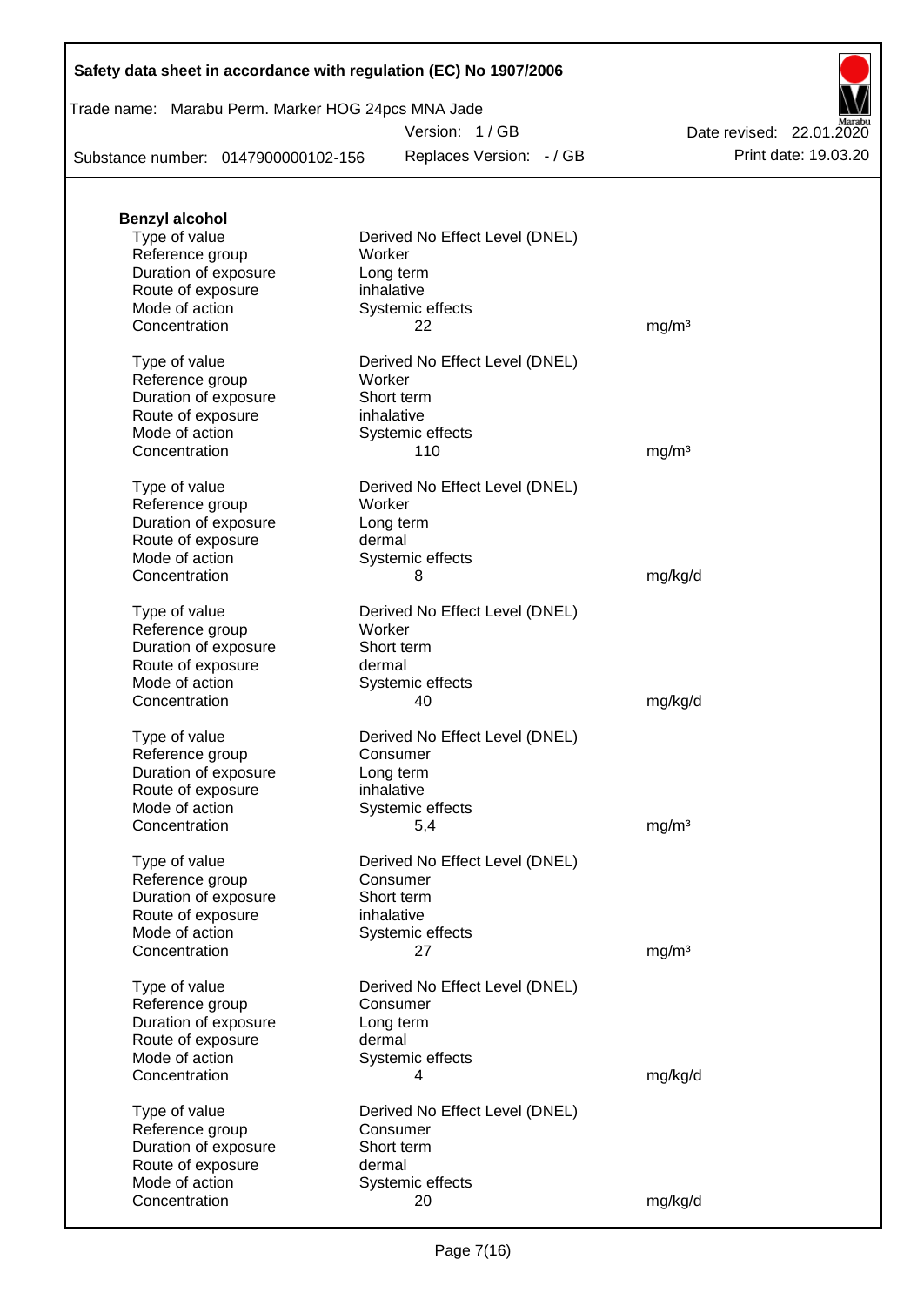**Benzyl alcohol**

| | | |
|---|---|---|
| Type of value | Derived No Effect Level (DNEL) | |
| Reference group | Worker | |
| Duration of exposure | Long term | |
| Route of exposure | inhalative | |
| Mode of action | Systemic effects | |
| Concentration | 22 | mg/m³ |

| | | |
|---|---|---|
| Type of value | Derived No Effect Level (DNEL) | |
| Reference group | Worker | |
| Duration of exposure | Short term | |
| Route of exposure | inhalative | |
| Mode of action | Systemic effects | |
| Concentration | 110 | mg/m³ |

| | | |
|---|---|---|
| Type of value | Derived No Effect Level (DNEL) | |
| Reference group | Worker | |
| Duration of exposure | Long term | |
| Route of exposure | dermal | |
| Mode of action | Systemic effects | |
| Concentration | 8 | mg/kg/d |

| | | |
|---|---|---|
| Type of value | Derived No Effect Level (DNEL) | |
| Reference group | Worker | |
| Duration of exposure | Short term | |
| Route of exposure | dermal | |
| Mode of action | Systemic effects | |
| Concentration | 40 | mg/kg/d |

| | | |
|---|---|---|
| Type of value | Derived No Effect Level (DNEL) | |
| Reference group | Consumer | |
| Duration of exposure | Long term | |
| Route of exposure | inhalative | |
| Mode of action | Systemic effects | |
| Concentration | 5,4 | mg/m³ |

| | | |
|---|---|---|
| Type of value | Derived No Effect Level (DNEL) | |
| Reference group | Consumer | |
| Duration of exposure | Short term | |
| Route of exposure | inhalative | |
| Mode of action | Systemic effects | |
| Concentration | 27 | mg/m³ |

| | | |
|---|---|---|
| Type of value | Derived No Effect Level (DNEL) | |
| Reference group | Consumer | |
| Duration of exposure | Long term | |
| Route of exposure | dermal | |
| Mode of action | Systemic effects | |
| Concentration | 4 | mg/kg/d |

| | | |
|---|---|---|
| Type of value | Derived No Effect Level (DNEL) | |
| Reference group | Consumer | |
| Duration of exposure | Short term | |
| Route of exposure | dermal | |
| Mode of action | Systemic effects | |
| Concentration | 20 | mg/kg/d |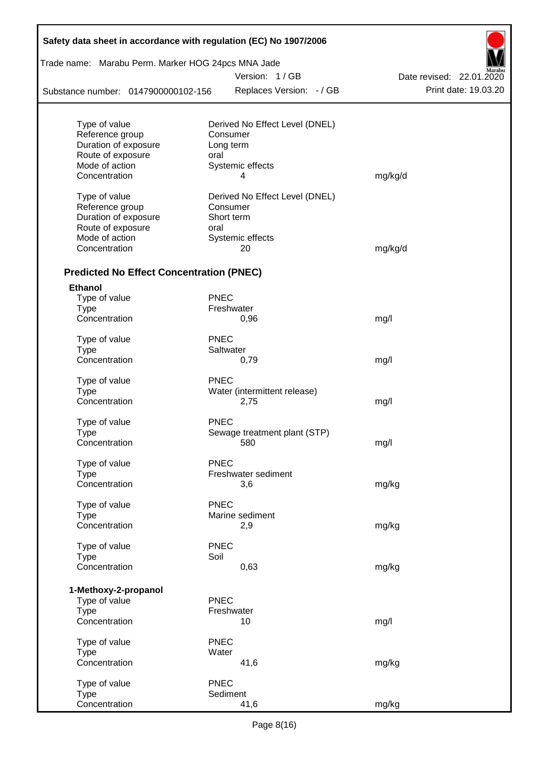| | | |
|---|---|---|
| Type of value | Derived No Effect Level (DNEL) | |
| Reference group | Consumer | |
| Duration of exposure | Long term | |
| Route of exposure | oral | |
| Mode of action | Systemic effects | |
| Concentration | 4 | mg/kg/d |
| | | |
| Type of value | Derived No Effect Level (DNEL) | |
| Reference group | Consumer | |
| Duration of exposure | Short term | |
| Route of exposure | oral | |
| Mode of action | Systemic effects | |
| Concentration | 20 | mg/kg/d |

### Predicted No Effect Concentration (PNEC)

**Ethanol**

| | | |
|---|---|---|
| Type of value | PNEC | |
| Type | Freshwater | |
| Concentration | 0,96 | mg/l |
| | | |
| Type of value | PNEC | |
| Type | Saltwater | |
| Concentration | 0,79 | mg/l |
| | | |
| Type of value | PNEC | |
| Type | Water (intermittent release) | |
| Concentration | 2,75 | mg/l |
| | | |
| Type of value | PNEC | |
| Type | Sewage treatment plant (STP) | |
| Concentration | 580 | mg/l |
| | | |
| Type of value | PNEC | |
| Type | Freshwater sediment | |
| Concentration | 3,6 | mg/kg |
| | | |
| Type of value | PNEC | |
| Type | Marine sediment | |
| Concentration | 2,9 | mg/kg |
| | | |
| Type of value | PNEC | |
| Type | Soil | |
| Concentration | 0,63 | mg/kg |

**1-Methoxy-2-propanol**

| | | |
|---|---|---|
| Type of value | PNEC | |
| Type | Freshwater | |
| Concentration | 10 | mg/l |
| | | |
| Type of value | PNEC | |
| Type | Water | |
| Concentration | 41,6 | mg/kg |
| | | |
| Type of value | PNEC | |
| Type | Sediment | |
| Concentration | 41,6 | mg/kg |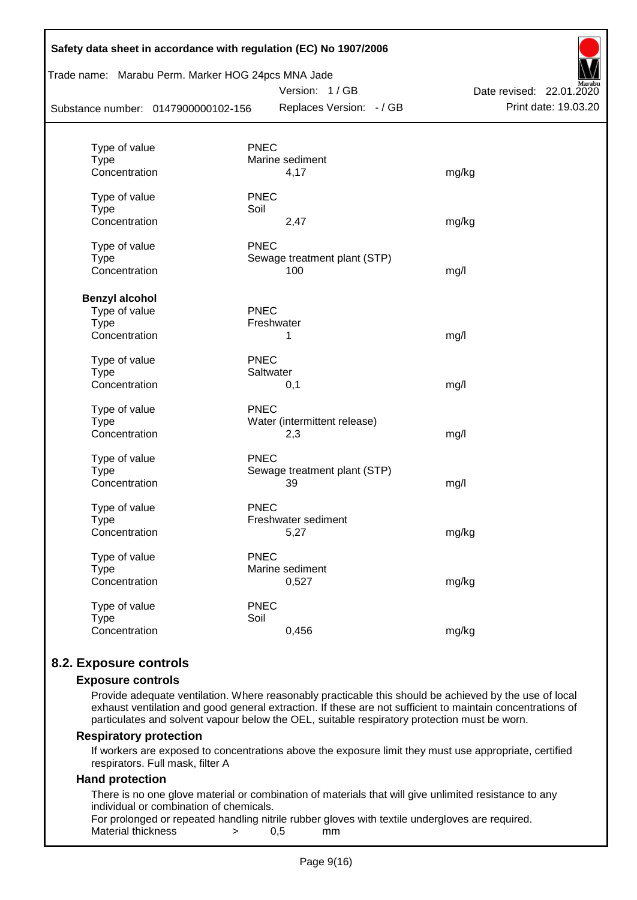| | | |
|---|---|---|
| Type of value | PNEC | |
| Type | Marine sediment | |
| Concentration | 4,17 | mg/kg |
| Type of value | PNEC | |
| Type | Soil | |
| Concentration | 2,47 | mg/kg |
| Type of value | PNEC | |
| Type | Sewage treatment plant (STP) | |
| Concentration | 100 | mg/l |

**Benzyl alcohol**

| | | |
|---|---|---|
| Type of value | PNEC | |
| Type | Freshwater | |
| Concentration | 1 | mg/l |
| Type of value | PNEC | |
| Type | Saltwater | |
| Concentration | 0,1 | mg/l |
| Type of value | PNEC | |
| Type | Water (intermittent release) | |
| Concentration | 2,3 | mg/l |
| Type of value | PNEC | |
| Type | Sewage treatment plant (STP) | |
| Concentration | 39 | mg/l |
| Type of value | PNEC | |
| Type | Freshwater sediment | |
| Concentration | 5,27 | mg/kg |
| Type of value | PNEC | |
| Type | Marine sediment | |
| Concentration | 0,527 | mg/kg |
| Type of value | PNEC | |
| Type | Soil | |
| Concentration | 0,456 | mg/kg |

## 8.2. Exposure controls

### Exposure controls

Provide adequate ventilation. Where reasonably practicable this should be achieved by the use of local exhaust ventilation and good general extraction. If these are not sufficient to maintain concentrations of particulates and solvent vapour below the OEL, suitable respiratory protection must be worn.

### Respiratory protection

If workers are exposed to concentrations above the exposure limit they must use appropriate, certified respirators. Full mask, filter A

### Hand protection

There is no one glove material or combination of materials that will give unlimited resistance to any individual or combination of chemicals.

For prolonged or repeated handling nitrile rubber gloves with textile undergloves are required.

Material thickness > 0,5 mm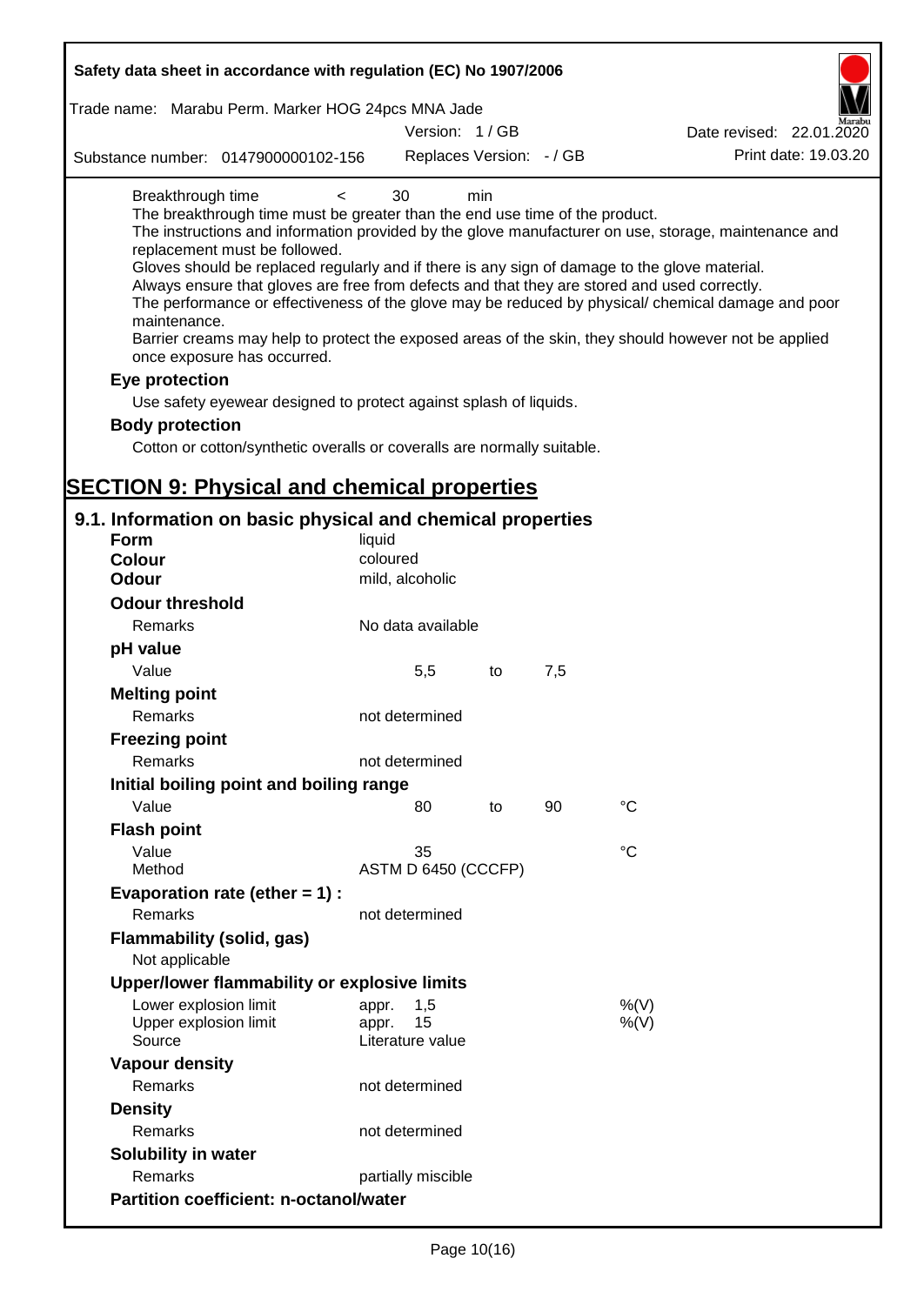Breakthrough time < 30 min

The breakthrough time must be greater than the end use time of the product.

The instructions and information provided by the glove manufacturer on use, storage, maintenance and replacement must be followed.

Gloves should be replaced regularly and if there is any sign of damage to the glove material.

Always ensure that gloves are free from defects and that they are stored and used correctly.

The performance or effectiveness of the glove may be reduced by physical/ chemical damage and poor maintenance.

Barrier creams may help to protect the exposed areas of the skin, they should however not be applied once exposure has occurred.

**Eye protection**

Use safety eyewear designed to protect against splash of liquids.

**Body protection**

Cotton or cotton/synthetic overalls or coveralls are normally suitable.

# SECTION 9: Physical and chemical properties

## 9.1. Information on basic physical and chemical properties

| | | | | |
|---|---|---|---|---|
| **Form** | liquid | | | |
| **Colour** | coloured | | | |
| **Odour** | mild, alcoholic | | | |
| **Odour threshold** | | | | |
| Remarks | No data available | | | |
| **pH value** | | | | |
| Value | 5,5 | to | 7,5 | |
| **Melting point** | | | | |
| Remarks | not determined | | | |
| **Freezing point** | | | | |
| Remarks | not determined | | | |
| **Initial boiling point and boiling range** | | | | |
| Value | 80 | to | 90 | °C |
| **Flash point** | | | | |
| Value | 35 | | | °C |
| Method | ASTM D 6450 (CCCFP) | | | |
| **Evaporation rate (ether = 1) :** | | | | |
| Remarks | not determined | | | |
| **Flammability (solid, gas)** | | | | |
| Not applicable | | | | |
| **Upper/lower flammability or explosive limits** | | | | |
| Lower explosion limit | appr. 1,5 | | | %(V) |
| Upper explosion limit | appr. 15 | | | %(V) |
| Source | Literature value | | | |
| **Vapour density** | | | | |
| Remarks | not determined | | | |
| **Density** | | | | |
| Remarks | not determined | | | |
| **Solubility in water** | | | | |
| Remarks | partially miscible | | | |
| **Partition coefficient: n-octanol/water** | | | | |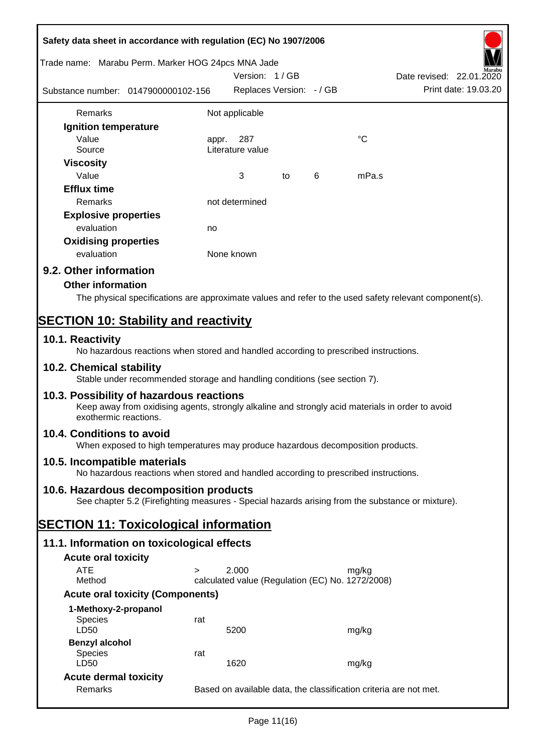| | | | | | |
|---|---|---|---|---|---|
| Remarks | Not applicable | | | | |
| **Ignition temperature** | | | | | |
| Value | appr. | 287 | | | °C |
| Source | Literature value | | | | |
| **Viscosity** | | | | | |
| Value | | 3 | to | 6 | mPa.s |
| **Efflux time** | | | | | |
| Remarks | not determined | | | | |
| **Explosive properties** | | | | | |
| evaluation | no | | | | |
| **Oxidising properties** | | | | | |
| evaluation | None known | | | | |

## 9.2. Other information

### Other information

The physical specifications are approximate values and refer to the used safety relevant component(s).

# SECTION 10: Stability and reactivity

## 10.1. Reactivity

No hazardous reactions when stored and handled according to prescribed instructions.

## 10.2. Chemical stability

Stable under recommended storage and handling conditions (see section 7).

## 10.3. Possibility of hazardous reactions

Keep away from oxidising agents, strongly alkaline and strongly acid materials in order to avoid exothermic reactions.

## 10.4. Conditions to avoid

When exposed to high temperatures may produce hazardous decomposition products.

## 10.5. Incompatible materials

No hazardous reactions when stored and handled according to prescribed instructions.

## 10.6. Hazardous decomposition products

See chapter 5.2 (Firefighting measures - Special hazards arising from the substance or mixture).

# SECTION 11: Toxicological information

## 11.1. Information on toxicological effects

| | | | |
|---|---|---|---|
| **Acute oral toxicity** | | | |
| ATE | > | 2.000 | mg/kg |
| Method | calculated value (Regulation (EC) No. 1272/2008) | | |
| **Acute oral toxicity (Components)** | | | |
| **1-Methoxy-2-propanol** | | | |
| Species | rat | | |
| LD50 | | 5200 | mg/kg |
| **Benzyl alcohol** | | | |
| Species | rat | | |
| LD50 | | 1620 | mg/kg |
| **Acute dermal toxicity** | | | |
| Remarks | Based on available data, the classification criteria are not met. | | |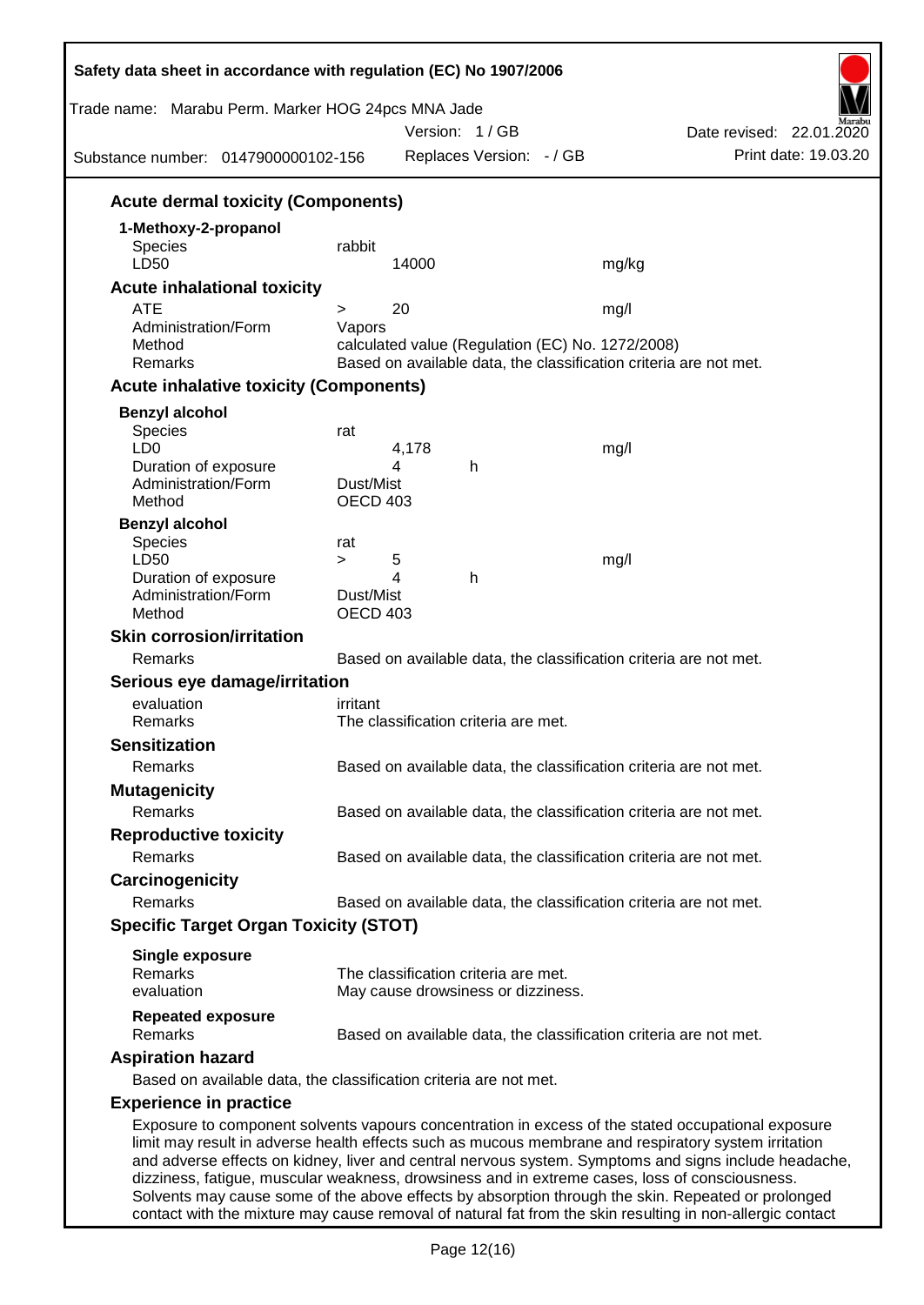### Acute dermal toxicity (Components)

**1-Methoxy-2-propanol**

| | | | |
|---|---|---|---|
| Species | rabbit | | |
| LD50 | | 14000 | mg/kg |

### Acute inhalational toxicity

| | | | |
|---|---|---|---|
| ATE | > | 20 | mg/l |
| Administration/Form | Vapors | | |
| Method | calculated value (Regulation (EC) No. 1272/2008) | | |
| Remarks | Based on available data, the classification criteria are not met. | | |

### Acute inhalative toxicity (Components)

**Benzyl alcohol**

| | | | | |
|---|---|---|---|---|
| Species | rat | | | |
| LD0 | | 4,178 | | mg/l |
| Duration of exposure | | 4 | h | |
| Administration/Form | Dust/Mist | | | |
| Method | OECD 403 | | | |

**Benzyl alcohol**

| | | | | |
|---|---|---|---|---|
| Species | rat | | | |
| LD50 | > | 5 | | mg/l |
| Duration of exposure | | 4 | h | |
| Administration/Form | Dust/Mist | | | |
| Method | OECD 403 | | | |

### Skin corrosion/irritation

Remarks: Based on available data, the classification criteria are not met.

### Serious eye damage/irritation

evaluation: irritant
Remarks: The classification criteria are met.

### Sensitization

Remarks: Based on available data, the classification criteria are not met.

### Mutagenicity

Remarks: Based on available data, the classification criteria are not met.

### Reproductive toxicity

Remarks: Based on available data, the classification criteria are not met.

### Carcinogenicity

Remarks: Based on available data, the classification criteria are not met.

### Specific Target Organ Toxicity (STOT)

**Single exposure**

Remarks: The classification criteria are met.
evaluation: May cause drowsiness or dizziness.

**Repeated exposure**

Remarks: Based on available data, the classification criteria are not met.

### Aspiration hazard

Based on available data, the classification criteria are not met.

### Experience in practice

Exposure to component solvents vapours concentration in excess of the stated occupational exposure limit may result in adverse health effects such as mucous membrane and respiratory system irritation and adverse effects on kidney, liver and central nervous system. Symptoms and signs include headache, dizziness, fatigue, muscular weakness, drowsiness and in extreme cases, loss of consciousness. Solvents may cause some of the above effects by absorption through the skin. Repeated or prolonged contact with the mixture may cause removal of natural fat from the skin resulting in non-allergic contact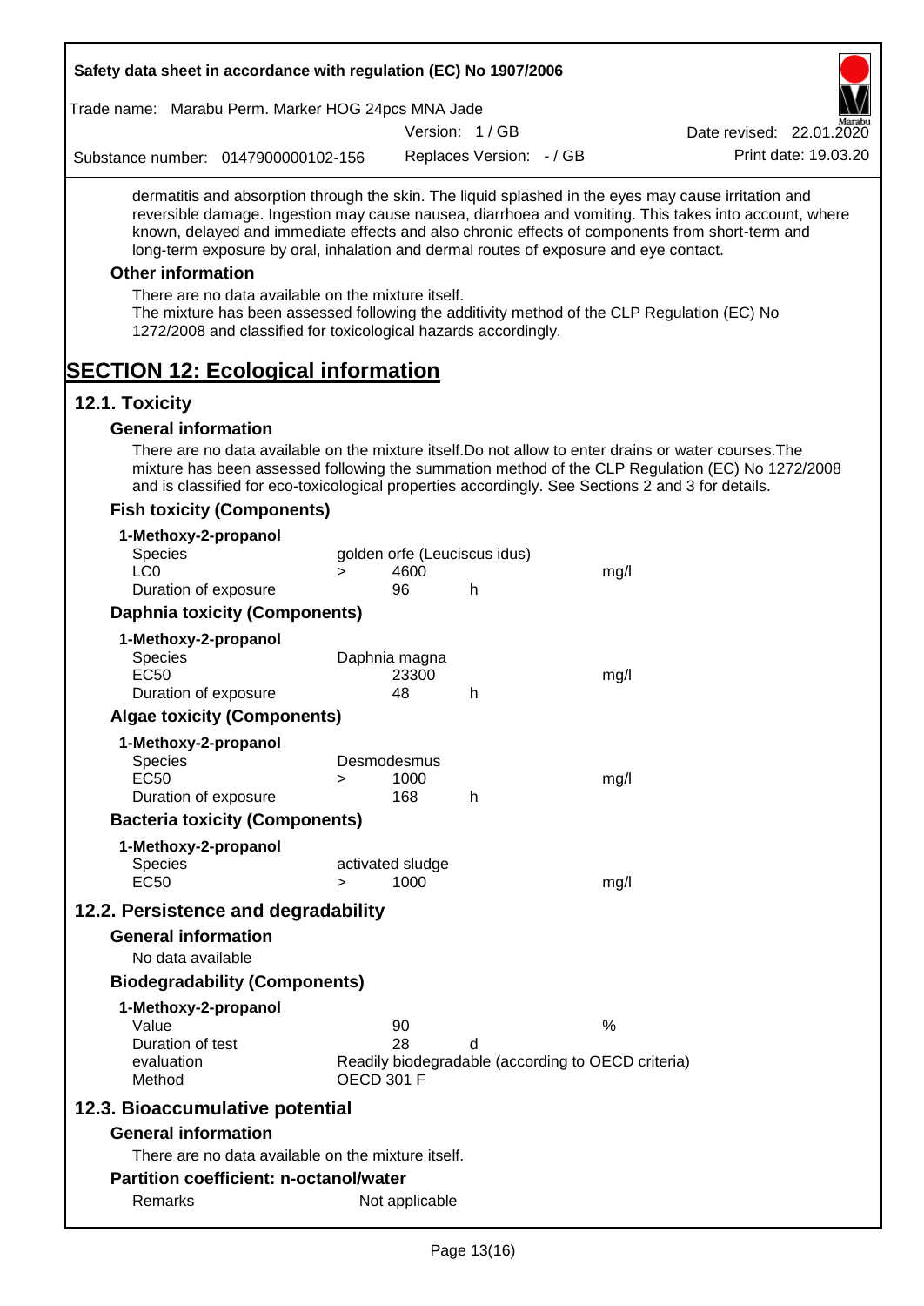dermatitis and absorption through the skin. The liquid splashed in the eyes may cause irritation and reversible damage. Ingestion may cause nausea, diarrhoea and vomiting. This takes into account, where known, delayed and immediate effects and also chronic effects of components from short-term and long-term exposure by oral, inhalation and dermal routes of exposure and eye contact.

### Other information

There are no data available on the mixture itself.
The mixture has been assessed following the additivity method of the CLP Regulation (EC) No 1272/2008 and classified for toxicological hazards accordingly.

# SECTION 12: Ecological information

## 12.1. Toxicity

### General information

There are no data available on the mixture itself.Do not allow to enter drains or water courses.The mixture has been assessed following the summation method of the CLP Regulation (EC) No 1272/2008 and is classified for eco-toxicological properties accordingly. See Sections 2 and 3 for details.

### Fish toxicity (Components)

**1-Methoxy-2-propanol**

| | | | | |
|---|---|---|---|---|
| Species | golden orfe (Leuciscus idus) | | | |
| LC0 | > | 4600 | | mg/l |
| Duration of exposure | | 96 | h | |

### Daphnia toxicity (Components)

**1-Methoxy-2-propanol**

| | | | | |
|---|---|---|---|---|
| Species | Daphnia magna | | | |
| EC50 | | 23300 | | mg/l |
| Duration of exposure | | 48 | h | |

### Algae toxicity (Components)

**1-Methoxy-2-propanol**

| | | | | |
|---|---|---|---|---|
| Species | Desmodesmus | | | |
| EC50 | > | 1000 | | mg/l |
| Duration of exposure | | 168 | h | |

### Bacteria toxicity (Components)

**1-Methoxy-2-propanol**

| | | | | |
|---|---|---|---|---|
| Species | activated sludge | | | |
| EC50 | > | 1000 | | mg/l |

## 12.2. Persistence and degradability

### General information

No data available

### Biodegradability (Components)

**1-Methoxy-2-propanol**

| | | | |
|---|---|---|---|
| Value | 90 | | % |
| Duration of test | 28 | d | |
| evaluation | Readily biodegradable (according to OECD criteria) | | |
| Method | OECD 301 F | | |

## 12.3. Bioaccumulative potential

### General information

There are no data available on the mixture itself.

### Partition coefficient: n-octanol/water

| | |
|---|---|
| Remarks | Not applicable |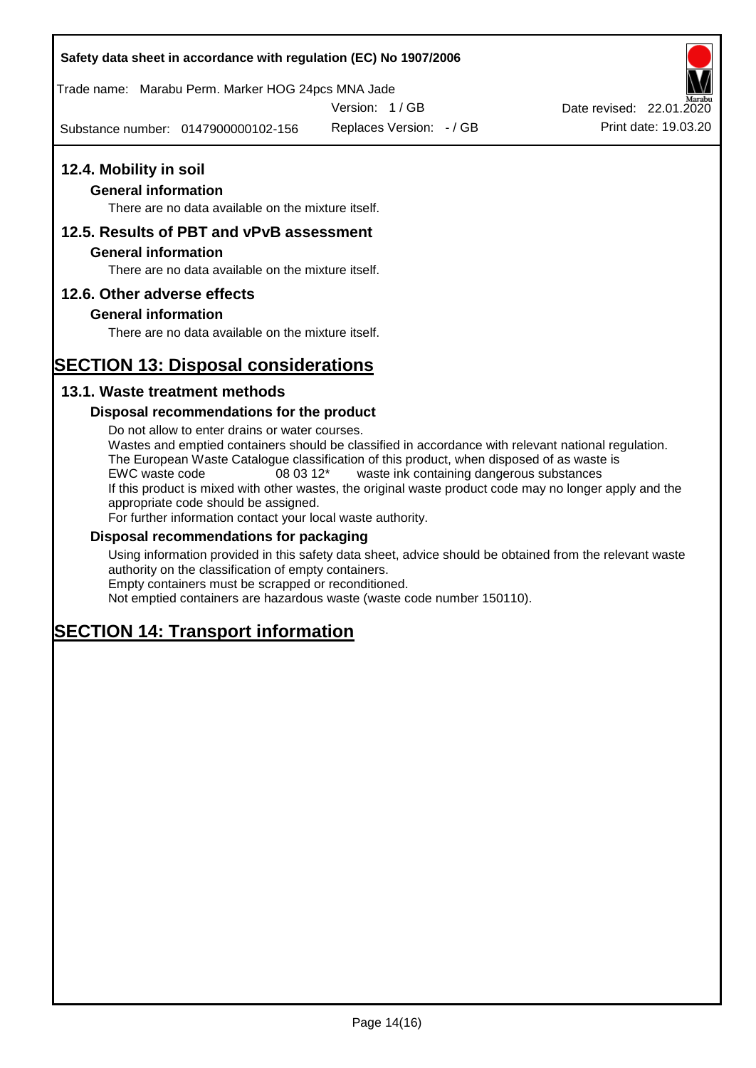## 12.4. Mobility in soil

### General information

There are no data available on the mixture itself.

## 12.5. Results of PBT and vPvB assessment

### General information

There are no data available on the mixture itself.

## 12.6. Other adverse effects

### General information

There are no data available on the mixture itself.

# SECTION 13: Disposal considerations

## 13.1. Waste treatment methods

### Disposal recommendations for the product

Do not allow to enter drains or water courses.
Wastes and emptied containers should be classified in accordance with relevant national regulation.
The European Waste Catalogue classification of this product, when disposed of as waste is
EWC waste code 08 03 12* waste ink containing dangerous substances
If this product is mixed with other wastes, the original waste product code may no longer apply and the appropriate code should be assigned.
For further information contact your local waste authority.

### Disposal recommendations for packaging

Using information provided in this safety data sheet, advice should be obtained from the relevant waste authority on the classification of empty containers.
Empty containers must be scrapped or reconditioned.
Not emptied containers are hazardous waste (waste code number 150110).

# SECTION 14: Transport information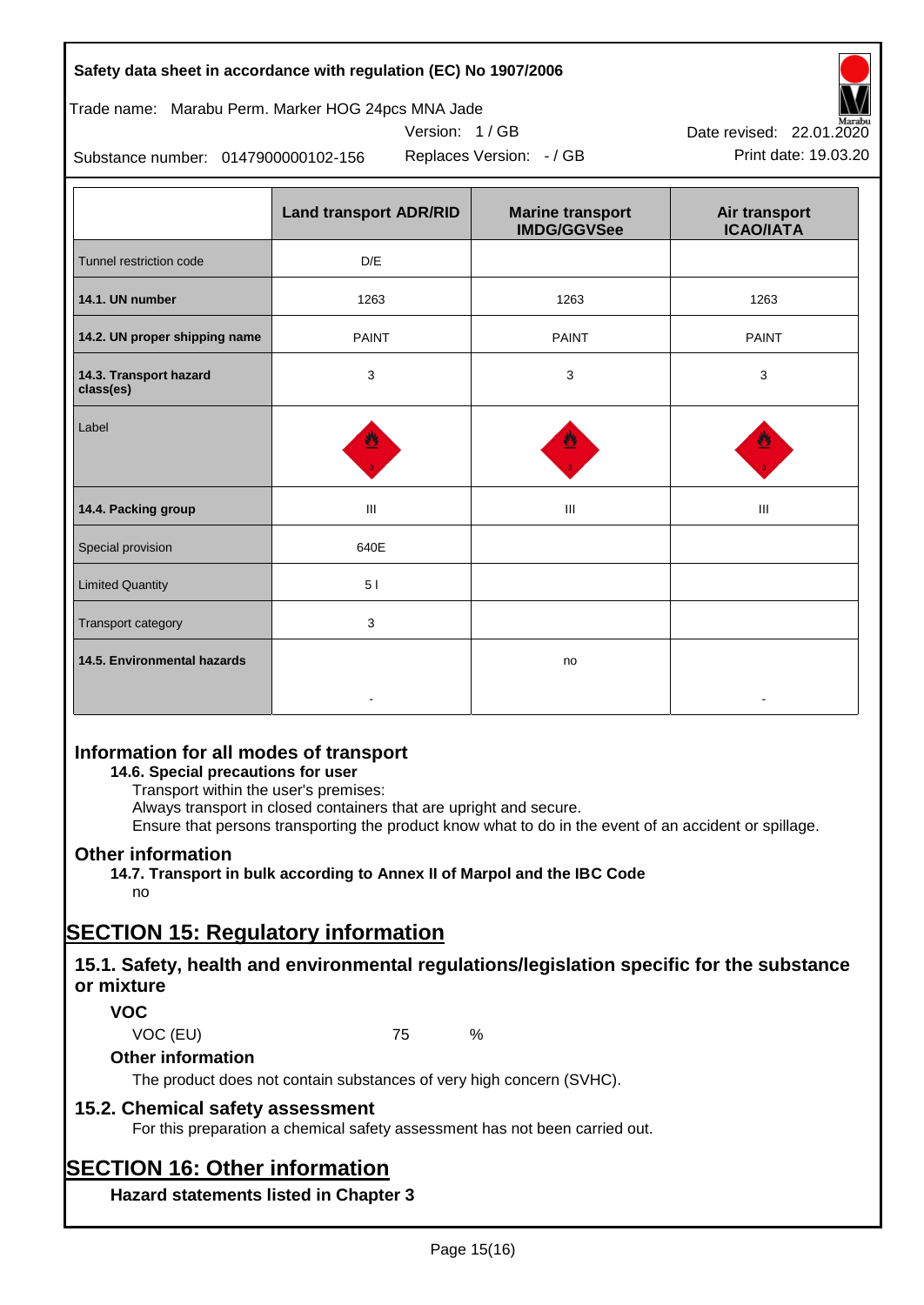| | Land transport ADR/RID | Marine transport IMDG/GGVSee | Air transport ICAO/IATA |
|---|---|---|---|
| Tunnel restriction code | D/E | | |
| **14.1. UN number** | 1263 | 1263 | 1263 |
| **14.2. UN proper shipping name** | PAINT | PAINT | PAINT |
| **14.3. Transport hazard class(es)** | 3 | 3 | 3 |
| Label | | | |
| **14.4. Packing group** | III | III | III |
| Special provision | 640E | | |
| Limited Quantity | 5 l | | |
| Transport category | 3 | | |
| **14.5. Environmental hazards** | - | no | - |

## Information for all modes of transport

### 14.6. Special precautions for user

Transport within the user's premises:
Always transport in closed containers that are upright and secure.
Ensure that persons transporting the product know what to do in the event of an accident or spillage.

## Other information

### 14.7. Transport in bulk according to Annex II of Marpol and the IBC Code

no

# SECTION 15: Regulatory information

## 15.1. Safety, health and environmental regulations/legislation specific for the substance or mixture

### VOC

VOC (EU) 75 %

### Other information

The product does not contain substances of very high concern (SVHC).

## 15.2. Chemical safety assessment

For this preparation a chemical safety assessment has not been carried out.

# SECTION 16: Other information

### Hazard statements listed in Chapter 3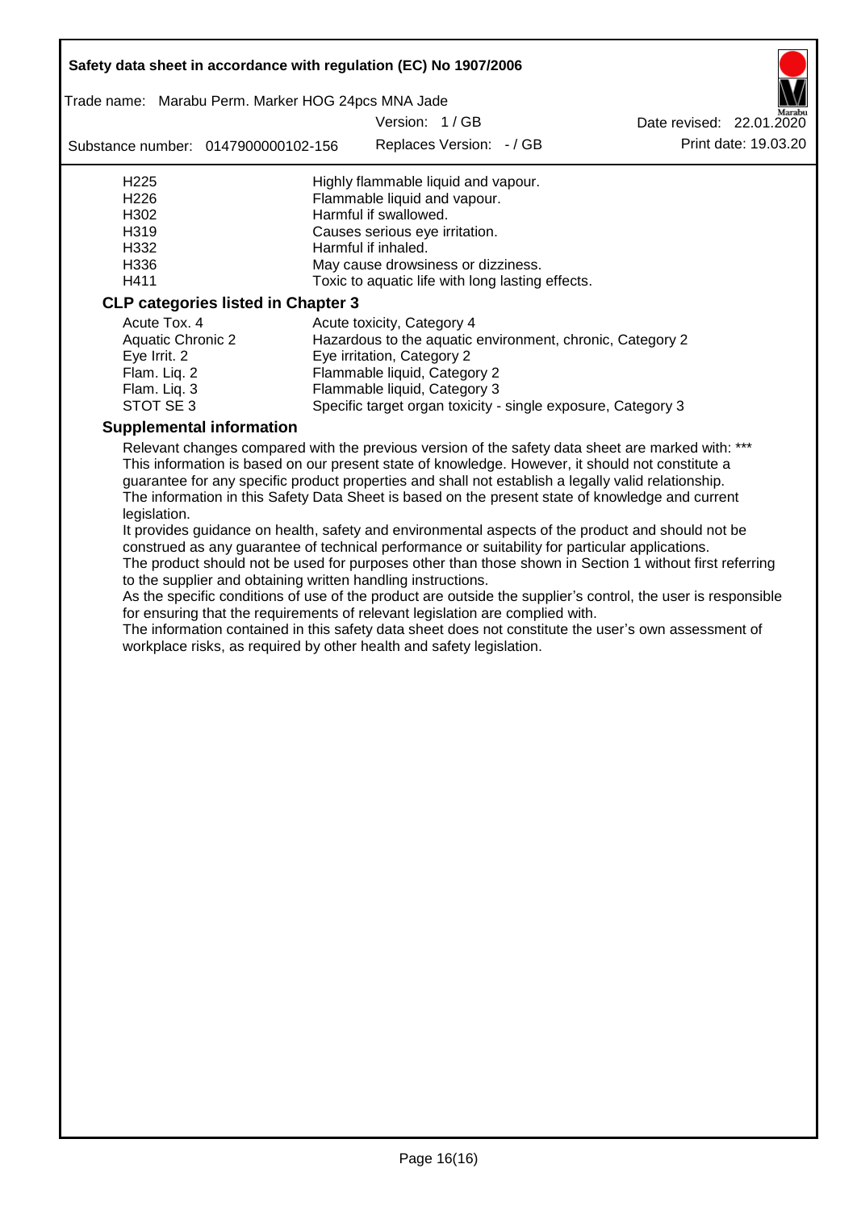| | |
|---|---|
| H225 | Highly flammable liquid and vapour. |
| H226 | Flammable liquid and vapour. |
| H302 | Harmful if swallowed. |
| H319 | Causes serious eye irritation. |
| H332 | Harmful if inhaled. |
| H336 | May cause drowsiness or dizziness. |
| H411 | Toxic to aquatic life with long lasting effects. |

### CLP categories listed in Chapter 3

| | |
|---|---|
| Acute Tox. 4 | Acute toxicity, Category 4 |
| Aquatic Chronic 2 | Hazardous to the aquatic environment, chronic, Category 2 |
| Eye Irrit. 2 | Eye irritation, Category 2 |
| Flam. Liq. 2 | Flammable liquid, Category 2 |
| Flam. Liq. 3 | Flammable liquid, Category 3 |
| STOT SE 3 | Specific target organ toxicity - single exposure, Category 3 |

### Supplemental information

Relevant changes compared with the previous version of the safety data sheet are marked with: ***
This information is based on our present state of knowledge. However, it should not constitute a guarantee for any specific product properties and shall not establish a legally valid relationship.
The information in this Safety Data Sheet is based on the present state of knowledge and current legislation.
It provides guidance on health, safety and environmental aspects of the product and should not be construed as any guarantee of technical performance or suitability for particular applications.
The product should not be used for purposes other than those shown in Section 1 without first referring to the supplier and obtaining written handling instructions.
As the specific conditions of use of the product are outside the supplier's control, the user is responsible for ensuring that the requirements of relevant legislation are complied with.
The information contained in this safety data sheet does not constitute the user's own assessment of workplace risks, as required by other health and safety legislation.